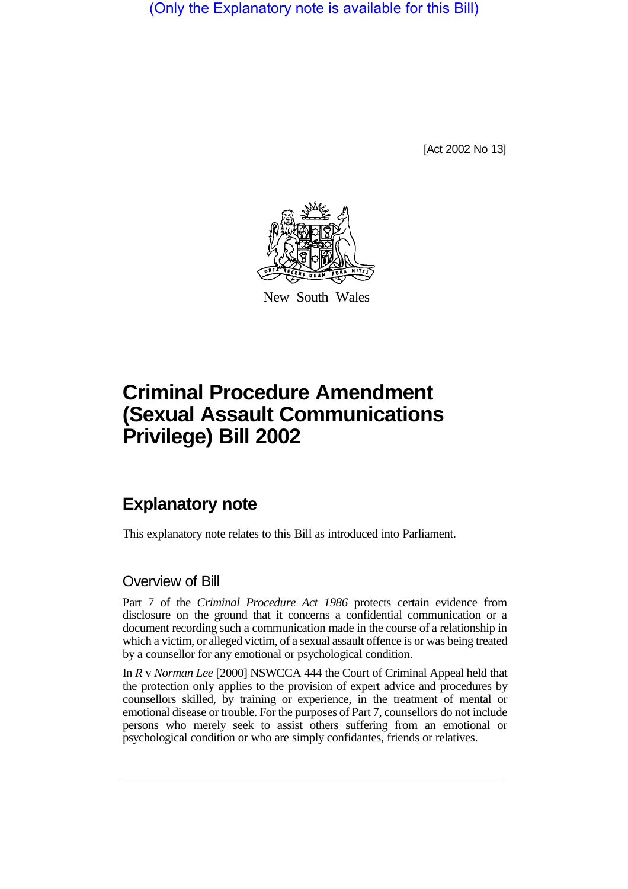(Only the Explanatory note is available for this Bill)

[Act 2002 No 13]

New South Wales

# Criminal Procedure Amendment (Sexual Assault Communications Privilege) Bill 2002

## Explanatory note

This explanatory note relates to this Bill as introduced into Parliament.

### Overview of Bill

Part 7 of the *Criminal Procedure Act 1986* protects certain evidence from disclosure on the ground that it concerns a confidential communication or a document recording such a communication made in the course of a relationship in which a victim, or alleged victim, of a sexual assault offence is or was being treated by a counsellor for any emotional or psychological condition.

In *R* v *Norman Lee* [2000] NSWCCA 444 the Court of Criminal Appeal held that the protection only applies to the provision of expert advice and procedures by counsellors skilled, by training or experience, in the treatment of mental or emotional disease or trouble. For the purposes of Part 7, counsellors do not include persons who merely seek to assist others suffering from an emotional or psychological condition or who are simply confidantes, friends or relatives.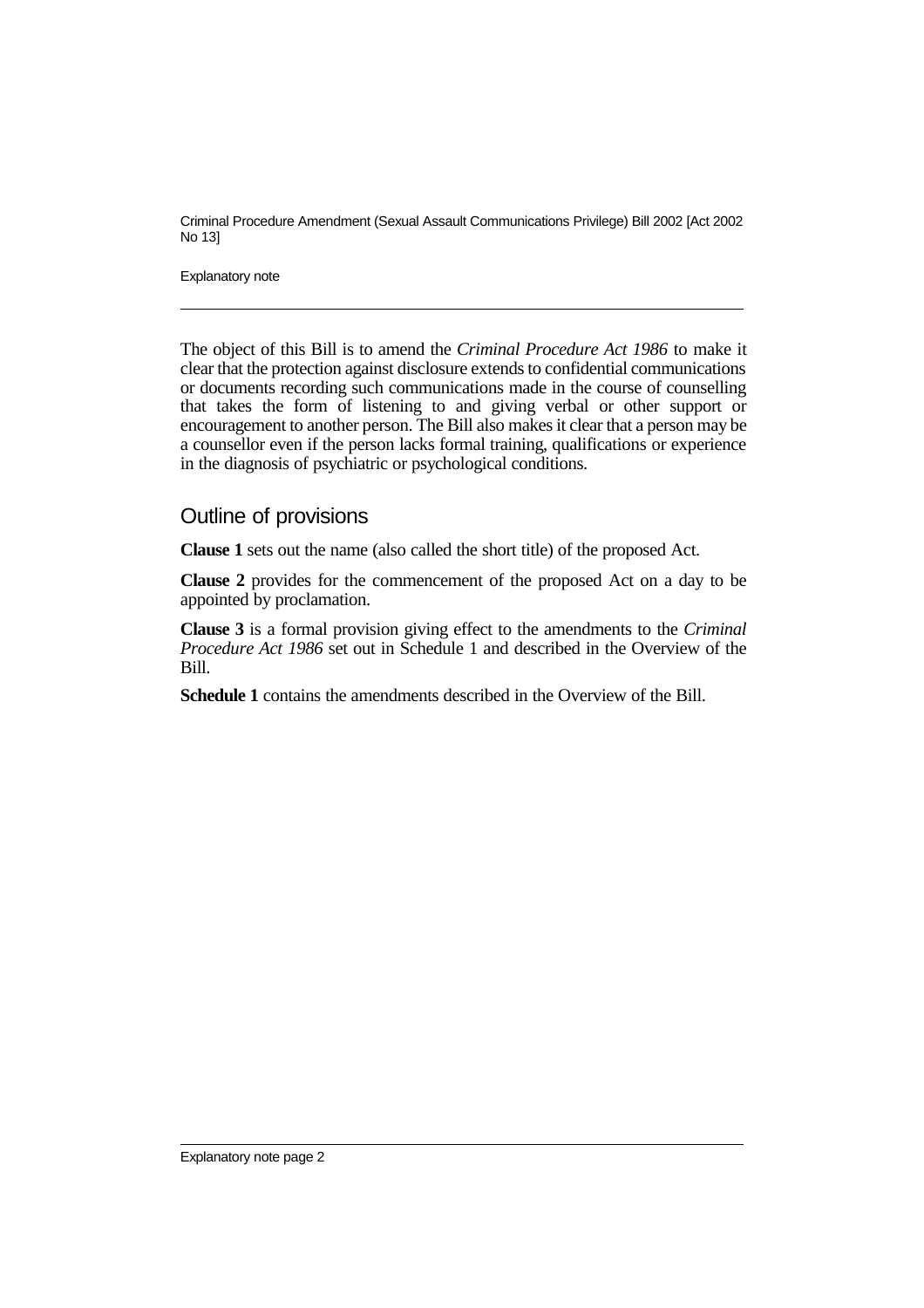The object of this Bill is to amend the *Criminal Procedure Act 1986* to make it clear that the protection against disclosure extends to confidential communications or documents recording such communications made in the course of counselling that takes the form of listening to and giving verbal or other support or encouragement to another person. The Bill also makes it clear that a person may be a counsellor even if the person lacks formal training, qualifications or experience in the diagnosis of psychiatric or psychological conditions.

## Outline of provisions

**Clause 1** sets out the name (also called the short title) of the proposed Act.

**Clause 2** provides for the commencement of the proposed Act on a day to be appointed by proclamation.

**Clause 3** is a formal provision giving effect to the amendments to the *Criminal Procedure Act 1986* set out in Schedule 1 and described in the Overview of the Bill.

**Schedule 1** contains the amendments described in the Overview of the Bill.